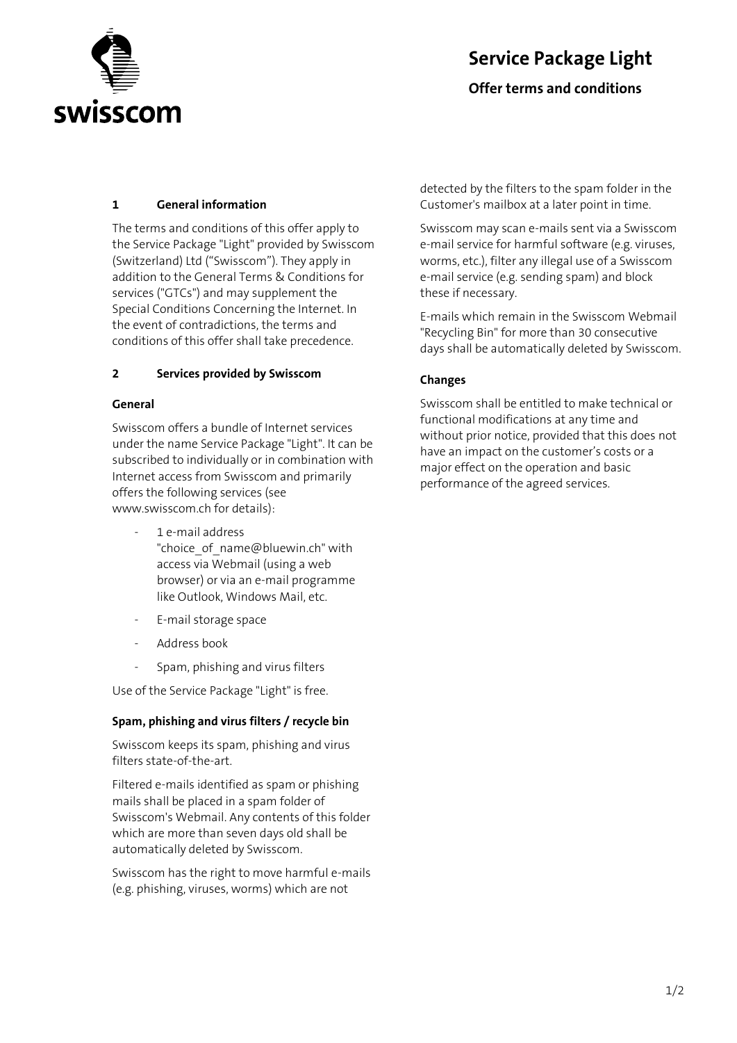# Service Package Light

## Offer terms and conditions

### 1 General information

The terms and conditions of this offer apply to the Service Package "Light" provided by Swisscom (Switzerland) Ltd ("Swisscom"). They apply in addition to the General Terms & Conditions for services ("GTCs") and may supplement the Special Conditions Concerning the Internet. In the event of contradictions, the terms and conditions of this offer shall take precedence.

### 2 Services provided by Swisscom

#### General

Swisscom offers a bundle of Internet services under the name Service Package "Light". It can be subscribed to individually or in combination with Internet access from Swisscom and primarily offers the following services (see www.swisscom.ch for details):

- 1 e-mail address "choice_of_name@bluewin.ch" with access via Webmail (using a web browser) or via an e-mail programme like Outlook, Windows Mail, etc.
- E-mail storage space
- Address book
- Spam, phishing and virus filters

Use of the Service Package "Light" is free.

#### Spam, phishing and virus filters / recycle bin

Swisscom keeps its spam, phishing and virus filters state-of-the-art.

Filtered e-mails identified as spam or phishing mails shall be placed in a spam folder of Swisscom's Webmail. Any contents of this folder which are more than seven days old shall be automatically deleted by Swisscom.

Swisscom has the right to move harmful e-mails (e.g. phishing, viruses, worms) which are not detected by the filters to the spam folder in the Customer's mailbox at a later point in time.

Swisscom may scan e-mails sent via a Swisscom e-mail service for harmful software (e.g. viruses, worms, etc.), filter any illegal use of a Swisscom e-mail service (e.g. sending spam) and block these if necessary.

E-mails which remain in the Swisscom Webmail "Recycling Bin" for more than 30 consecutive days shall be automatically deleted by Swisscom.

#### Changes

Swisscom shall be entitled to make technical or functional modifications at any time and without prior notice, provided that this does not have an impact on the customer's costs or a major effect on the operation and basic performance of the agreed services.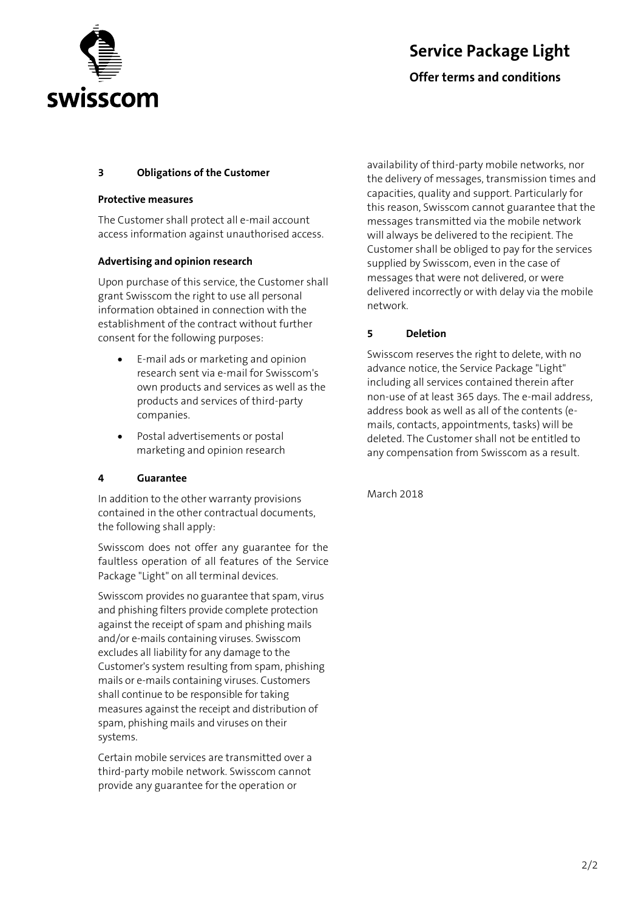# Service Package Light

## Offer terms and conditions

### 3 Obligations of the Customer

**Protective measures**

The Customer shall protect all e-mail account access information against unauthorised access.

**Advertising and opinion research**

Upon purchase of this service, the Customer shall grant Swisscom the right to use all personal information obtained in connection with the establishment of the contract without further consent for the following purposes:

- E-mail ads or marketing and opinion research sent via e-mail for Swisscom's own products and services as well as the products and services of third-party companies.
- Postal advertisements or postal marketing and opinion research

### 4 Guarantee

In addition to the other warranty provisions contained in the other contractual documents, the following shall apply:

Swisscom does not offer any guarantee for the faultless operation of all features of the Service Package "Light" on all terminal devices.

Swisscom provides no guarantee that spam, virus and phishing filters provide complete protection against the receipt of spam and phishing mails and/or e-mails containing viruses. Swisscom excludes all liability for any damage to the Customer's system resulting from spam, phishing mails or e-mails containing viruses. Customers shall continue to be responsible for taking measures against the receipt and distribution of spam, phishing mails and viruses on their systems.

Certain mobile services are transmitted over a third-party mobile network. Swisscom cannot provide any guarantee for the operation or availability of third-party mobile networks, nor the delivery of messages, transmission times and capacities, quality and support. Particularly for this reason, Swisscom cannot guarantee that the messages transmitted via the mobile network will always be delivered to the recipient. The Customer shall be obliged to pay for the services supplied by Swisscom, even in the case of messages that were not delivered, or were delivered incorrectly or with delay via the mobile network.

### 5 Deletion

Swisscom reserves the right to delete, with no advance notice, the Service Package "Light" including all services contained therein after non-use of at least 365 days. The e-mail address, address book as well as all of the contents (e-mails, contacts, appointments, tasks) will be deleted. The Customer shall not be entitled to any compensation from Swisscom as a result.

March 2018